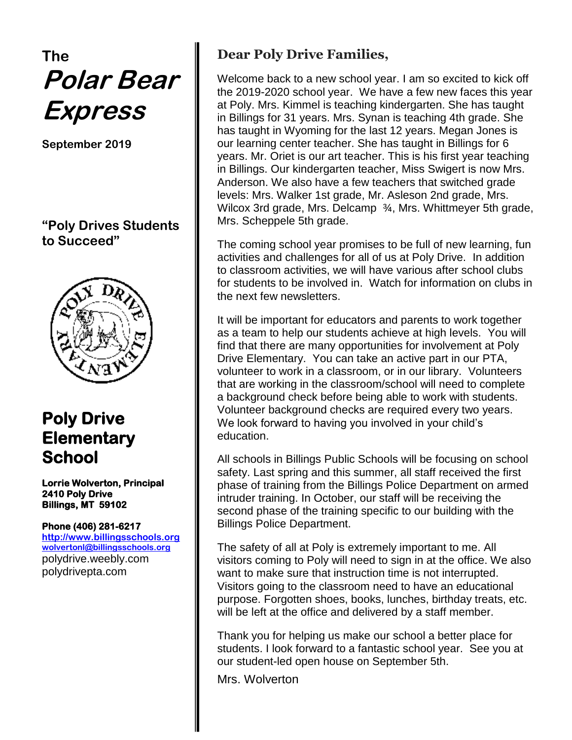The

# Polar Bear Express

**September 2019**

**"Poly Drives Students to Succeed"**

## Poly Drive Elementary School

**Lorrie Wolverton, Principal**
**2410 Poly Drive**
**Billings, MT 59102**

**Phone (406) 281-6217**
**http://www.billingsschools.org**
**wolvertonl@billingsschools.org**
polydrive.weebly.com
polydrivepta.com

## Dear Poly Drive Families,

Welcome back to a new school year. I am so excited to kick off the 2019-2020 school year. We have a few new faces this year at Poly. Mrs. Kimmel is teaching kindergarten. She has taught in Billings for 31 years. Mrs. Synan is teaching 4th grade. She has taught in Wyoming for the last 12 years. Megan Jones is our learning center teacher. She has taught in Billings for 6 years. Mr. Oriet is our art teacher. This is his first year teaching in Billings. Our kindergarten teacher, Miss Swigert is now Mrs. Anderson. We also have a few teachers that switched grade levels: Mrs. Walker 1st grade, Mr. Asleson 2nd grade, Mrs. Wilcox 3rd grade, Mrs. Delcamp ¾, Mrs. Whittmeyer 5th grade, Mrs. Scheppele 5th grade.

The coming school year promises to be full of new learning, fun activities and challenges for all of us at Poly Drive. In addition to classroom activities, we will have various after school clubs for students to be involved in. Watch for information on clubs in the next few newsletters.

It will be important for educators and parents to work together as a team to help our students achieve at high levels. You will find that there are many opportunities for involvement at Poly Drive Elementary. You can take an active part in our PTA, volunteer to work in a classroom, or in our library. Volunteers that are working in the classroom/school will need to complete a background check before being able to work with students. Volunteer background checks are required every two years. We look forward to having you involved in your child's education.

All schools in Billings Public Schools will be focusing on school safety. Last spring and this summer, all staff received the first phase of training from the Billings Police Department on armed intruder training. In October, our staff will be receiving the second phase of the training specific to our building with the Billings Police Department.

The safety of all at Poly is extremely important to me. All visitors coming to Poly will need to sign in at the office. We also want to make sure that instruction time is not interrupted. Visitors going to the classroom need to have an educational purpose. Forgotten shoes, books, lunches, birthday treats, etc. will be left at the office and delivered by a staff member.

Thank you for helping us make our school a better place for students. I look forward to a fantastic school year. See you at our student-led open house on September 5th.

Mrs. Wolverton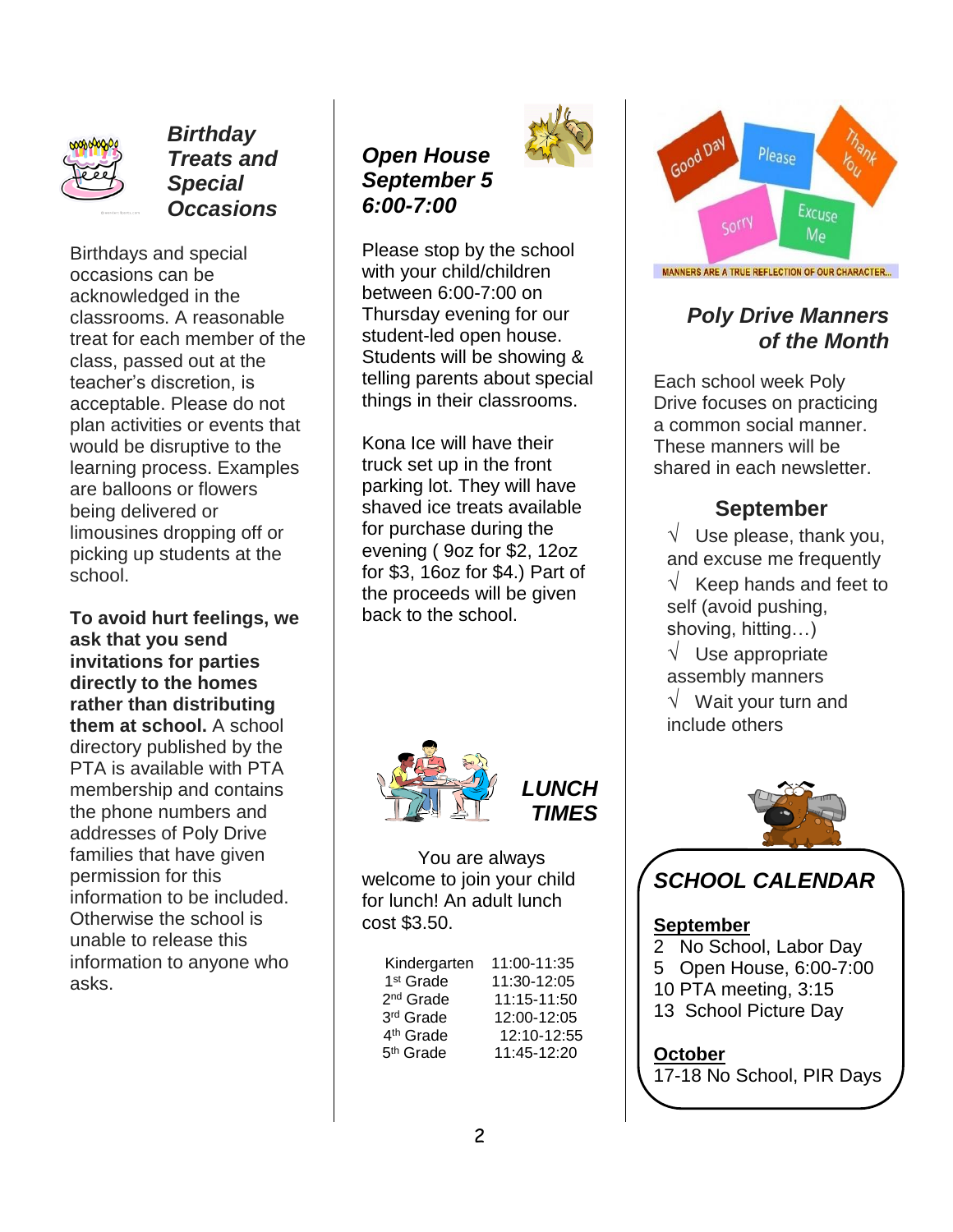## *Birthday Treats and Special Occasions*

Birthdays and special occasions can be acknowledged in the classrooms. A reasonable treat for each member of the class, passed out at the teacher's discretion, is acceptable. Please do not plan activities or events that would be disruptive to the learning process. Examples are balloons or flowers being delivered or limousines dropping off or picking up students at the school.

**To avoid hurt feelings, we ask that you send invitations for parties directly to the homes rather than distributing them at school.** A school directory published by the PTA is available with PTA membership and contains the phone numbers and addresses of Poly Drive families that have given permission for this information to be included. Otherwise the school is unable to release this information to anyone who asks.

## *Open House September 5 6:00-7:00*

Please stop by the school with your child/children between 6:00-7:00 on Thursday evening for our student-led open house. Students will be showing & telling parents about special things in their classrooms.

Kona Ice will have their truck set up in the front parking lot. They will have shaved ice treats available for purchase during the evening ( 9oz for $2, 12oz for $3, 16oz for $4.) Part of the proceeds will be given back to the school.

## *LUNCH TIMES*

You are always welcome to join your child for lunch! An adult lunch cost $3.50.

| | |
|---|---|
| Kindergarten | 11:00-11:35 |
| 1st Grade | 11:30-12:05 |
| 2nd Grade | 11:15-11:50 |
| 3rd Grade | 12:00-12:05 |
| 4th Grade | 12:10-12:55 |
| 5th Grade | 11:45-12:20 |

Good Day · Please · Thank You · Sorry · Excuse Me

MANNERS ARE A TRUE REFLECTION OF OUR CHARACTER...

## *Poly Drive Manners of the Month*

Each school week Poly Drive focuses on practicing a common social manner. These manners will be shared in each newsletter.

### September

- √ Use please, thank you, and excuse me frequently
- √ Keep hands and feet to self (avoid pushing, shoving, hitting…)
- √ Use appropriate assembly manners
- √ Wait your turn and include others

## *SCHOOL CALENDAR*

**September**

2 No School, Labor Day
5 Open House, 6:00-7:00
10 PTA meeting, 3:15
13 School Picture Day

**October**

17-18 No School, PIR Days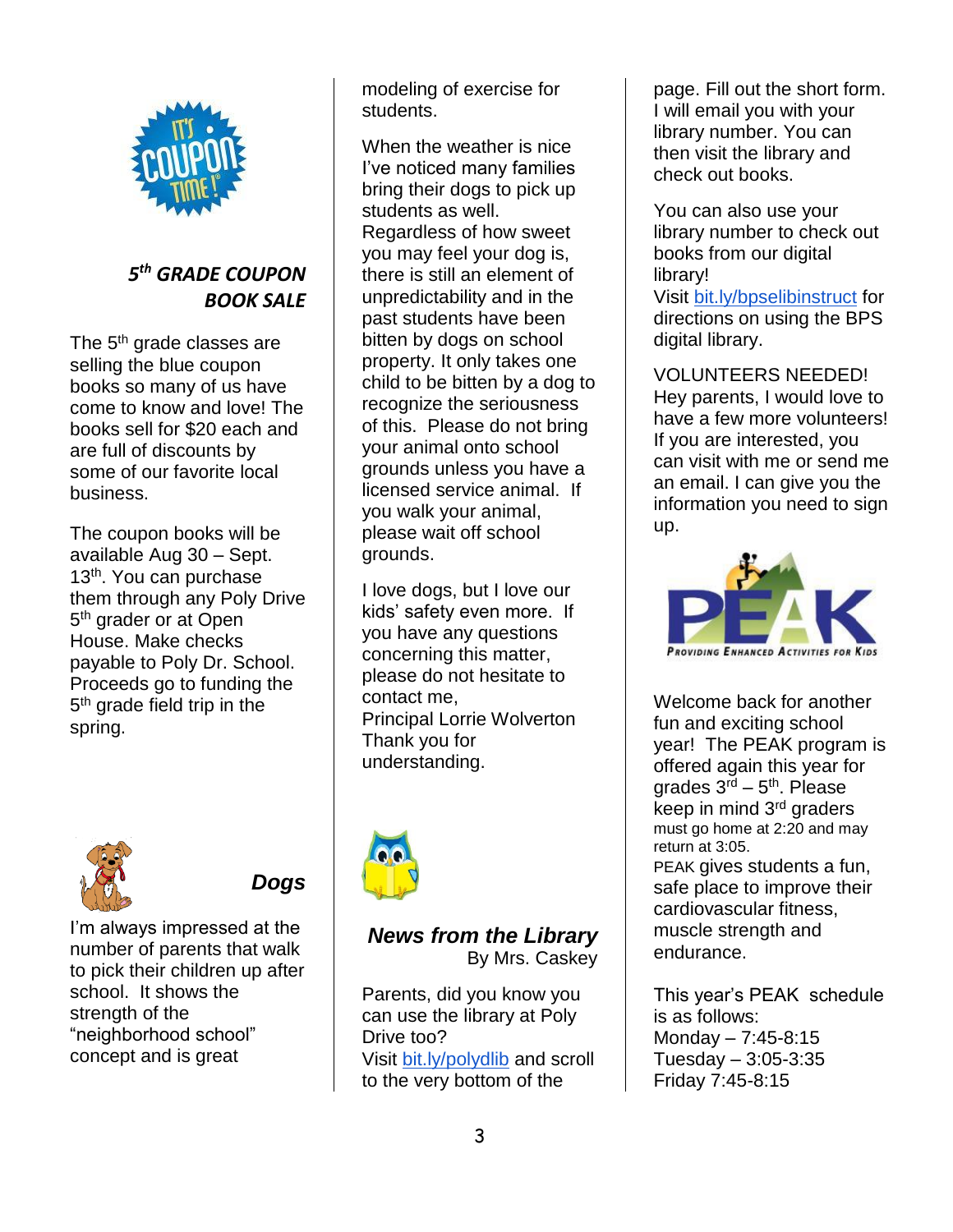## *5th GRADE COUPON BOOK SALE*

The 5th grade classes are selling the blue coupon books so many of us have come to know and love! The books sell for $20 each and are full of discounts by some of our favorite local business.

The coupon books will be available Aug 30 – Sept. 13th. You can purchase them through any Poly Drive 5th grader or at Open House. Make checks payable to Poly Dr. School. Proceeds go to funding the 5th grade field trip in the spring.

## *Dogs*

I'm always impressed at the number of parents that walk to pick their children up after school. It shows the strength of the "neighborhood school" concept and is great modeling of exercise for students.

When the weather is nice I've noticed many families bring their dogs to pick up students as well. Regardless of how sweet you may feel your dog is, there is still an element of unpredictability and in the past students have been bitten by dogs on school property. It only takes one child to be bitten by a dog to recognize the seriousness of this. Please do not bring your animal onto school grounds unless you have a licensed service animal. If you walk your animal, please wait off school grounds.

I love dogs, but I love our kids' safety even more. If you have any questions concerning this matter, please do not hesitate to contact me,
Principal Lorrie Wolverton
Thank you for understanding.

## *News from the Library*

By Mrs. Caskey

Parents, did you know you can use the library at Poly Drive too?
Visit bit.ly/polydlib and scroll to the very bottom of the page. Fill out the short form. I will email you with your library number. You can then visit the library and check out books.

You can also use your library number to check out books from our digital library!
Visit bit.ly/bpselibinstruct for directions on using the BPS digital library.

VOLUNTEERS NEEDED!
Hey parents, I would love to have a few more volunteers! If you are interested, you can visit with me or send me an email. I can give you the information you need to sign up.

PEAK
PROVIDING ENHANCED ACTIVITIES FOR KIDS

Welcome back for another fun and exciting school year! The PEAK program is offered again this year for grades 3rd – 5th. Please keep in mind 3rd graders must go home at 2:20 and may return at 3:05.
PEAK gives students a fun, safe place to improve their cardiovascular fitness, muscle strength and endurance.

This year's PEAK schedule is as follows:
Monday – 7:45-8:15
Tuesday – 3:05-3:35
Friday 7:45-8:15